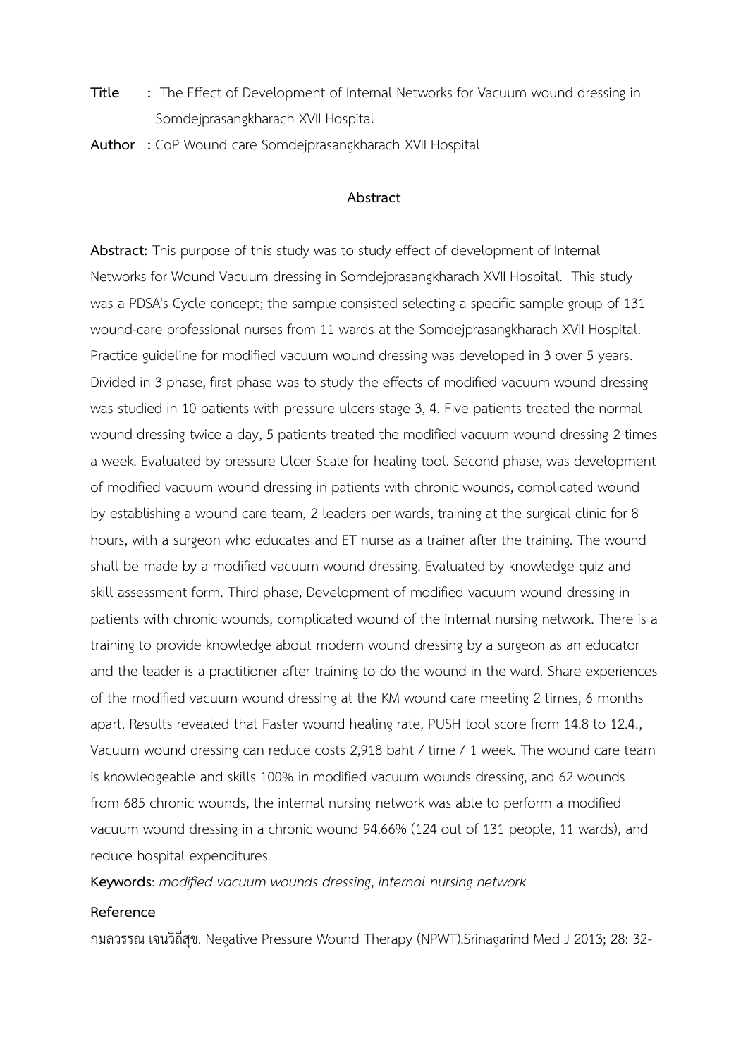**Title** : The Effect of Development of Internal Networks for Vacuum wound dressing in Somdejprasangkharach XVII Hospital

**Author** : CoP Wound care Somdejprasangkharach XVII Hospital

## Abstract

**Abstract:** This purpose of this study was to study effect of development of Internal Networks for Wound Vacuum dressing in Somdejprasangkharach XVII Hospital. This study was a PDSA's Cycle concept; the sample consisted selecting a specific sample group of 131 wound-care professional nurses from 11 wards at the Somdejprasangkharach XVII Hospital. Practice guideline for modified vacuum wound dressing was developed in 3 over 5 years. Divided in 3 phase, first phase was to study the effects of modified vacuum wound dressing was studied in 10 patients with pressure ulcers stage 3, 4. Five patients treated the normal wound dressing twice a day, 5 patients treated the modified vacuum wound dressing 2 times a week. Evaluated by pressure Ulcer Scale for healing tool. Second phase, was development of modified vacuum wound dressing in patients with chronic wounds, complicated wound by establishing a wound care team, 2 leaders per wards, training at the surgical clinic for 8 hours, with a surgeon who educates and ET nurse as a trainer after the training. The wound shall be made by a modified vacuum wound dressing. Evaluated by knowledge quiz and skill assessment form. Third phase, Development of modified vacuum wound dressing in patients with chronic wounds, complicated wound of the internal nursing network. There is a training to provide knowledge about modern wound dressing by a surgeon as an educator and the leader is a practitioner after training to do the wound in the ward. Share experiences of the modified vacuum wound dressing at the KM wound care meeting 2 times, 6 months apart. Results revealed that Faster wound healing rate, PUSH tool score from 14.8 to 12.4., Vacuum wound dressing can reduce costs 2,918 baht / time / 1 week. The wound care team is knowledgeable and skills 100% in modified vacuum wounds dressing, and 62 wounds from 685 chronic wounds, the internal nursing network was able to perform a modified vacuum wound dressing in a chronic wound 94.66% (124 out of 131 people, 11 wards), and reduce hospital expenditures

**Keywords**: *modified vacuum wounds dressing*, *internal nursing network*

**Reference**

กมลวรรณ เจนวิถีสุข. Negative Pressure Wound Therapy (NPWT).Srinagarind Med J 2013; 28: 32-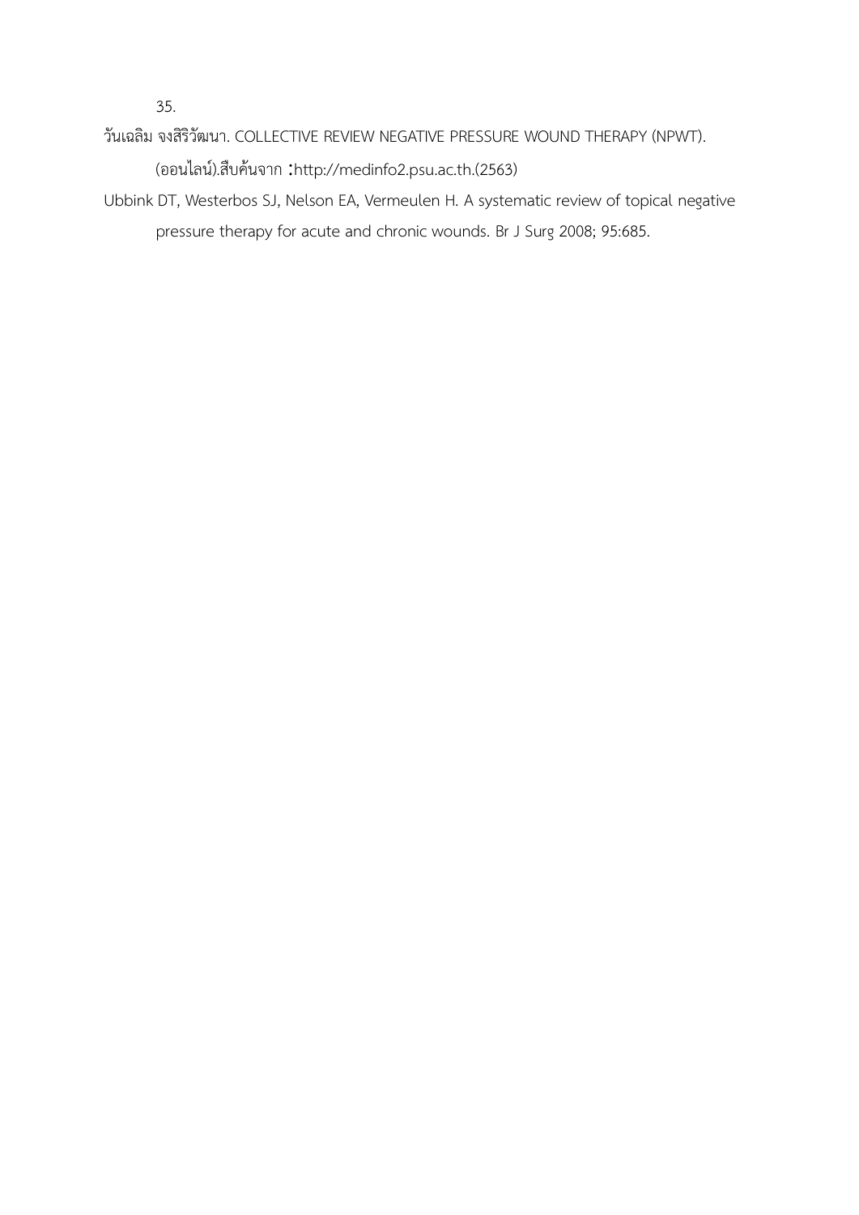35.

วันเฉลิม จงสิริวัฒนา. COLLECTIVE REVIEW NEGATIVE PRESSURE WOUND THERAPY (NPWT). (ออนไลน์).สืบค้นจาก :http://medinfo2.psu.ac.th.(2563)

Ubbink DT, Westerbos SJ, Nelson EA, Vermeulen H. A systematic review of topical negative pressure therapy for acute and chronic wounds. Br J Surg 2008; 95:685.